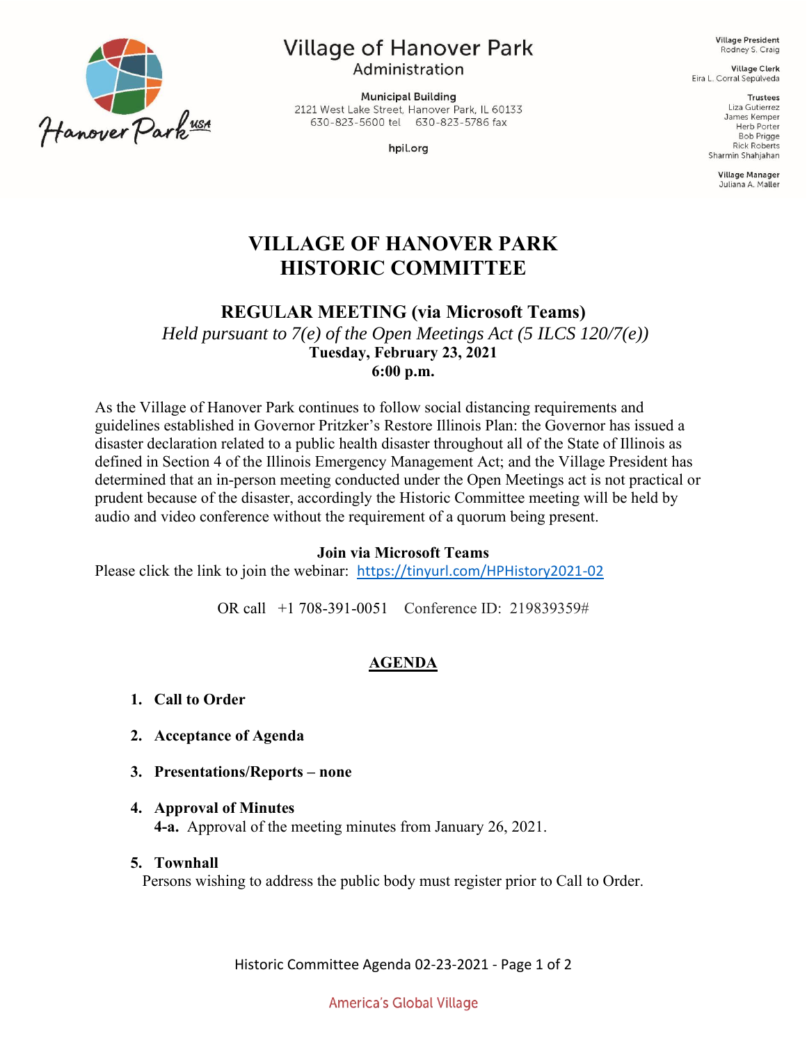Village of Hanover Park
Administration

Municipal Building
2121 West Lake Street, Hanover Park, IL 60133
630-823-5600 tel 630-823-5786 fax

hpil.org

**Village President**
Rodney S. Craig

**Village Clerk**
Eira L. Corral Sepúlveda

**Trustees**
Liza Gutierrez
James Kemper
Herb Porter
Bob Prigge
Rick Roberts
Sharmin Shahjahan

**Village Manager**
Juliana A. Maller

# VILLAGE OF HANOVER PARK
# HISTORIC COMMITTEE

## REGULAR MEETING (via Microsoft Teams)

*Held pursuant to 7(e) of the Open Meetings Act (5 ILCS 120/7(e))*
**Tuesday, February 23, 2021**
**6:00 p.m.**

As the Village of Hanover Park continues to follow social distancing requirements and guidelines established in Governor Pritzker's Restore Illinois Plan: the Governor has issued a disaster declaration related to a public health disaster throughout all of the State of Illinois as defined in Section 4 of the Illinois Emergency Management Act; and the Village President has determined that an in-person meeting conducted under the Open Meetings act is not practical or prudent because of the disaster, accordingly the Historic Committee meeting will be held by audio and video conference without the requirement of a quorum being present.

**Join via Microsoft Teams**
Please click the link to join the webinar: https://tinyurl.com/HPHistory2021-02

OR call +1 708-391-0051 Conference ID: 219839359#

## AGENDA

1. **Call to Order**
2. **Acceptance of Agenda**
3. **Presentations/Reports – none**
4. **Approval of Minutes**
   **4-a.** Approval of the meeting minutes from January 26, 2021.
5. **Townhall**
   Persons wishing to address the public body must register prior to Call to Order.

America's Global Village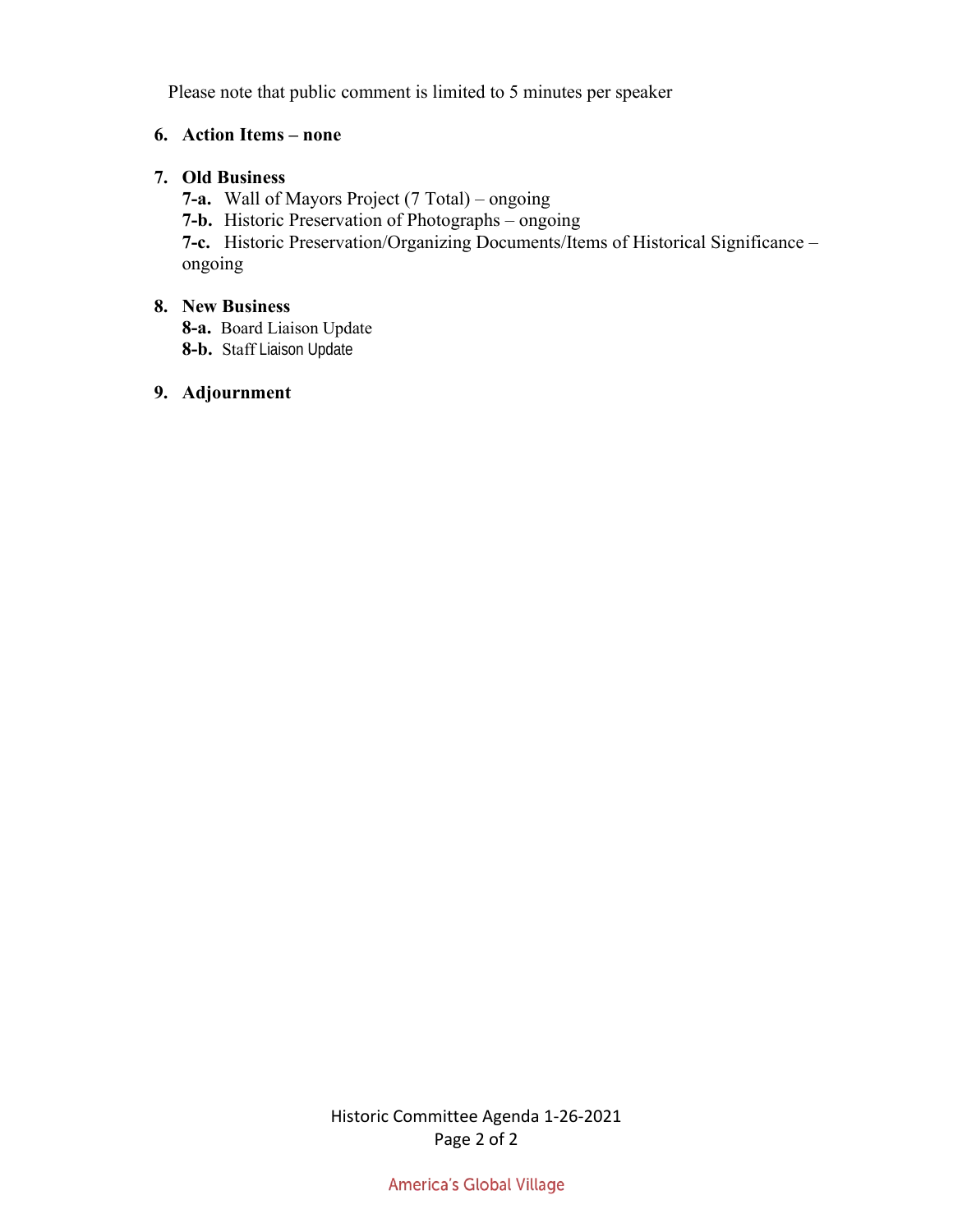Please note that public comment is limited to 5 minutes per speaker

6. **Action Items – none**

7. **Old Business**
   - **7-a.** Wall of Mayors Project (7 Total) – ongoing
   - **7-b.** Historic Preservation of Photographs – ongoing
   - **7-c.** Historic Preservation/Organizing Documents/Items of Historical Significance – ongoing

8. **New Business**
   - **8-a.** Board Liaison Update
   - **8-b.** Staff Liaison Update

9. **Adjournment**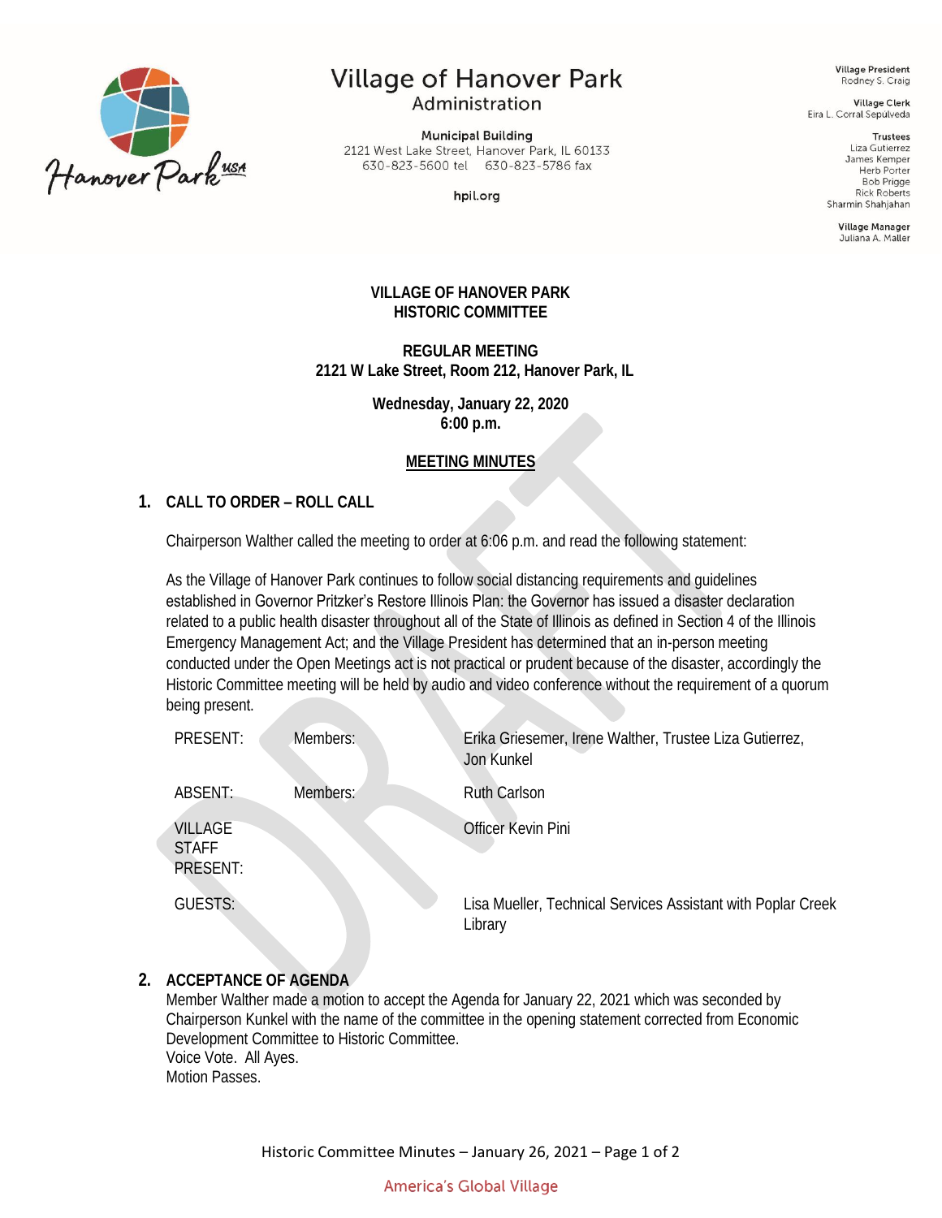Village of Hanover Park
Administration

Municipal Building
2121 West Lake Street, Hanover Park, IL 60133
630-823-5600 tel 630-823-5786 fax

hpil.org

Village President
Rodney S. Craig

Village Clerk
Eira L. Corral Sepúlveda

Trustees
Liza Gutierrez
James Kemper
Herb Porter
Bob Prigge
Rick Roberts
Sharmin Shahjahan

Village Manager
Juliana A. Maller

**VILLAGE OF HANOVER PARK**
**HISTORIC COMMITTEE**

**REGULAR MEETING**
**2121 W Lake Street, Room 212, Hanover Park, IL**

**Wednesday, January 22, 2020**
**6:00 p.m.**

**MEETING MINUTES**

## 1. CALL TO ORDER – ROLL CALL

Chairperson Walther called the meeting to order at 6:06 p.m. and read the following statement:

As the Village of Hanover Park continues to follow social distancing requirements and guidelines established in Governor Pritzker's Restore Illinois Plan: the Governor has issued a disaster declaration related to a public health disaster throughout all of the State of Illinois as defined in Section 4 of the Illinois Emergency Management Act; and the Village President has determined that an in-person meeting conducted under the Open Meetings act is not practical or prudent because of the disaster, accordingly the Historic Committee meeting will be held by audio and video conference without the requirement of a quorum being present.

| | | |
|---|---|---|
| PRESENT: | Members: | Erika Griesemer, Irene Walther, Trustee Liza Gutierrez, Jon Kunkel |
| ABSENT: | Members: | Ruth Carlson |
| VILLAGE STAFF PRESENT: | | Officer Kevin Pini |
| GUESTS: | | Lisa Mueller, Technical Services Assistant with Poplar Creek Library |

## 2. ACCEPTANCE OF AGENDA

Member Walther made a motion to accept the Agenda for January 22, 2021 which was seconded by Chairperson Kunkel with the name of the committee in the opening statement corrected from Economic Development Committee to Historic Committee.
Voice Vote. All Ayes.
Motion Passes.

America's Global Village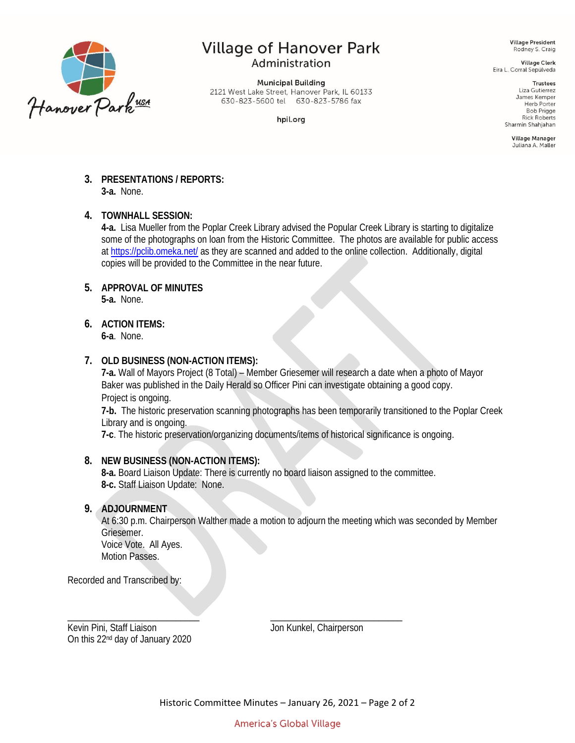# Village of Hanover Park
## Administration

**Municipal Building**
2121 West Lake Street, Hanover Park, IL 60133
630-823-5600 tel 630-823-5786 fax

hpil.org

**Village President**
Rodney S. Craig

**Village Clerk**
Eira L. Corral Sepulveda

**Trustees**
Liza Gutierrez
James Kemper
Herb Porter
Bob Prigge
Rick Roberts
Sharmin Shahjahan

**Village Manager**
Juliana A. Maller

**3. PRESENTATIONS / REPORTS:**

**3-a.** None.

**4. TOWNHALL SESSION:**

**4-a.** Lisa Mueller from the Poplar Creek Library advised the Popular Creek Library is starting to digitalize some of the photographs on loan from the Historic Committee. The photos are available for public access at https://pclib.omeka.net/ as they are scanned and added to the online collection. Additionally, digital copies will be provided to the Committee in the near future.

**5. APPROVAL OF MINUTES**

**5-a.** None.

**6. ACTION ITEMS:**

**6-a**. None.

**7. OLD BUSINESS (NON-ACTION ITEMS):**

**7-a.** Wall of Mayors Project (8 Total) – Member Griesemer will research a date when a photo of Mayor Baker was published in the Daily Herald so Officer Pini can investigate obtaining a good copy. Project is ongoing.

**7-b.** The historic preservation scanning photographs has been temporarily transitioned to the Poplar Creek Library and is ongoing.

**7-c**. The historic preservation/organizing documents/items of historical significance is ongoing.

**8. NEW BUSINESS (NON-ACTION ITEMS):**

**8-a.** Board Liaison Update: There is currently no board liaison assigned to the committee.

**8-c.** Staff Liaison Update: None.

**9. ADJOURNMENT**

At 6:30 p.m. Chairperson Walther made a motion to adjourn the meeting which was seconded by Member Griesemer.

Voice Vote. All Ayes.

Motion Passes.

Recorded and Transcribed by:

\_\_\_\_\_\_\_\_\_\_\_\_\_\_\_\_\_\_\_\_\_\_\_\_\_\_\_\_
Kevin Pini, Staff Liaison
On this 22nd day of January 2020

\_\_\_\_\_\_\_\_\_\_\_\_\_\_\_\_\_\_\_\_\_\_\_\_\_\_\_\_
Jon Kunkel, Chairperson

America's Global Village